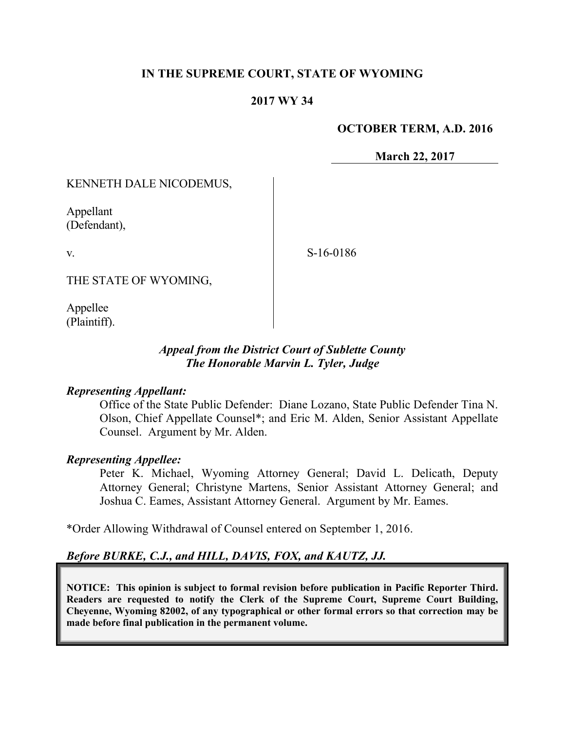**IN THE SUPREME COURT, STATE OF WYOMING**

**2017 WY 34**

**OCTOBER TERM, A.D. 2016**

**March 22, 2017**

KENNETH DALE NICODEMUS,

Appellant
(Defendant),

v.

S-16-0186

THE STATE OF WYOMING,

Appellee
(Plaintiff).

*Appeal from the District Court of Sublette County*
*The Honorable Marvin L. Tyler, Judge*

***Representing Appellant:***

Office of the State Public Defender: Diane Lozano, State Public Defender Tina N. Olson, Chief Appellate Counsel*; and Eric M. Alden, Senior Assistant Appellate Counsel. Argument by Mr. Alden.

***Representing Appellee:***

Peter K. Michael, Wyoming Attorney General; David L. Delicath, Deputy Attorney General; Christyne Martens, Senior Assistant Attorney General; and Joshua C. Eames, Assistant Attorney General. Argument by Mr. Eames.

*Order Allowing Withdrawal of Counsel entered on September 1, 2016.

***Before BURKE, C.J., and HILL, DAVIS, FOX, and KAUTZ, JJ.***

**NOTICE: This opinion is subject to formal revision before publication in Pacific Reporter Third. Readers are requested to notify the Clerk of the Supreme Court, Supreme Court Building, Cheyenne, Wyoming 82002, of any typographical or other formal errors so that correction may be made before final publication in the permanent volume.**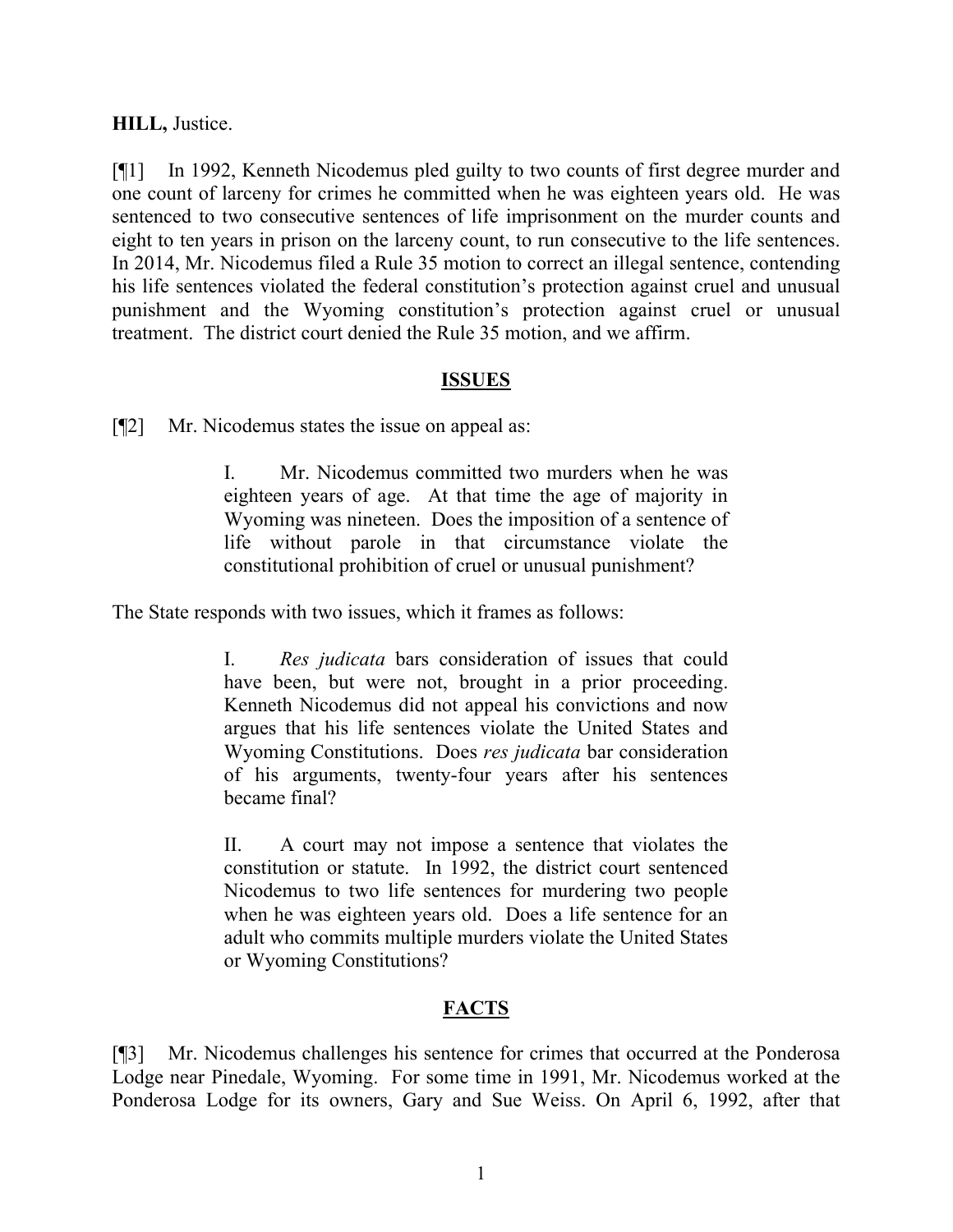**HILL,** Justice.

[¶1] In 1992, Kenneth Nicodemus pled guilty to two counts of first degree murder and one count of larceny for crimes he committed when he was eighteen years old. He was sentenced to two consecutive sentences of life imprisonment on the murder counts and eight to ten years in prison on the larceny count, to run consecutive to the life sentences. In 2014, Mr. Nicodemus filed a Rule 35 motion to correct an illegal sentence, contending his life sentences violated the federal constitution's protection against cruel and unusual punishment and the Wyoming constitution's protection against cruel or unusual treatment. The district court denied the Rule 35 motion, and we affirm.

## ISSUES

[¶2] Mr. Nicodemus states the issue on appeal as:

> I. Mr. Nicodemus committed two murders when he was eighteen years of age. At that time the age of majority in Wyoming was nineteen. Does the imposition of a sentence of life without parole in that circumstance violate the constitutional prohibition of cruel or unusual punishment?

The State responds with two issues, which it frames as follows:

> I. *Res judicata* bars consideration of issues that could have been, but were not, brought in a prior proceeding. Kenneth Nicodemus did not appeal his convictions and now argues that his life sentences violate the United States and Wyoming Constitutions. Does *res judicata* bar consideration of his arguments, twenty-four years after his sentences became final?
>
> II. A court may not impose a sentence that violates the constitution or statute. In 1992, the district court sentenced Nicodemus to two life sentences for murdering two people when he was eighteen years old. Does a life sentence for an adult who commits multiple murders violate the United States or Wyoming Constitutions?

## FACTS

[¶3] Mr. Nicodemus challenges his sentence for crimes that occurred at the Ponderosa Lodge near Pinedale, Wyoming. For some time in 1991, Mr. Nicodemus worked at the Ponderosa Lodge for its owners, Gary and Sue Weiss. On April 6, 1992, after that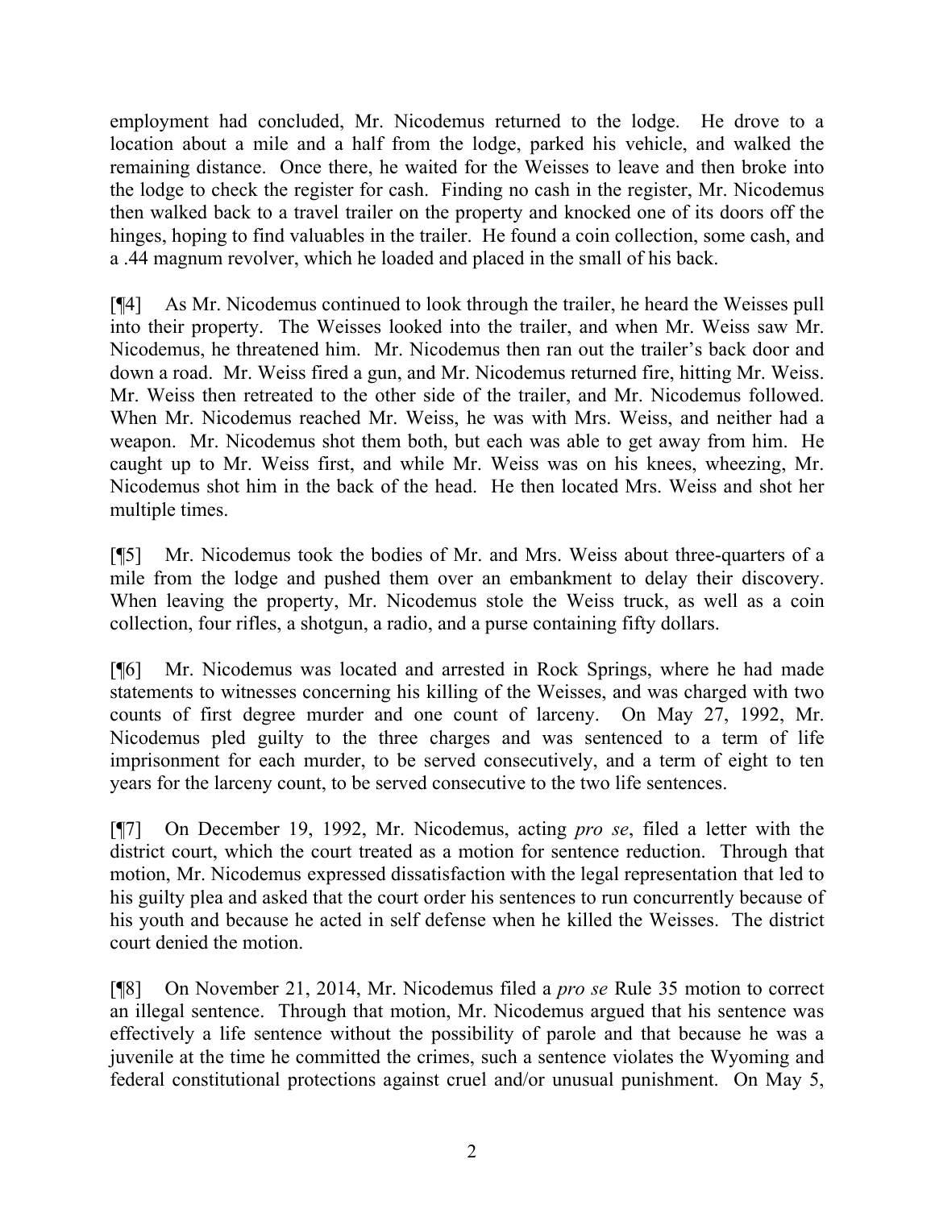employment had concluded, Mr. Nicodemus returned to the lodge. He drove to a location about a mile and a half from the lodge, parked his vehicle, and walked the remaining distance. Once there, he waited for the Weisses to leave and then broke into the lodge to check the register for cash. Finding no cash in the register, Mr. Nicodemus then walked back to a travel trailer on the property and knocked one of its doors off the hinges, hoping to find valuables in the trailer. He found a coin collection, some cash, and a .44 magnum revolver, which he loaded and placed in the small of his back.

[¶4] As Mr. Nicodemus continued to look through the trailer, he heard the Weisses pull into their property. The Weisses looked into the trailer, and when Mr. Weiss saw Mr. Nicodemus, he threatened him. Mr. Nicodemus then ran out the trailer's back door and down a road. Mr. Weiss fired a gun, and Mr. Nicodemus returned fire, hitting Mr. Weiss. Mr. Weiss then retreated to the other side of the trailer, and Mr. Nicodemus followed. When Mr. Nicodemus reached Mr. Weiss, he was with Mrs. Weiss, and neither had a weapon. Mr. Nicodemus shot them both, but each was able to get away from him. He caught up to Mr. Weiss first, and while Mr. Weiss was on his knees, wheezing, Mr. Nicodemus shot him in the back of the head. He then located Mrs. Weiss and shot her multiple times.

[¶5] Mr. Nicodemus took the bodies of Mr. and Mrs. Weiss about three-quarters of a mile from the lodge and pushed them over an embankment to delay their discovery. When leaving the property, Mr. Nicodemus stole the Weiss truck, as well as a coin collection, four rifles, a shotgun, a radio, and a purse containing fifty dollars.

[¶6] Mr. Nicodemus was located and arrested in Rock Springs, where he had made statements to witnesses concerning his killing of the Weisses, and was charged with two counts of first degree murder and one count of larceny. On May 27, 1992, Mr. Nicodemus pled guilty to the three charges and was sentenced to a term of life imprisonment for each murder, to be served consecutively, and a term of eight to ten years for the larceny count, to be served consecutive to the two life sentences.

[¶7] On December 19, 1992, Mr. Nicodemus, acting *pro se*, filed a letter with the district court, which the court treated as a motion for sentence reduction. Through that motion, Mr. Nicodemus expressed dissatisfaction with the legal representation that led to his guilty plea and asked that the court order his sentences to run concurrently because of his youth and because he acted in self defense when he killed the Weisses. The district court denied the motion.

[¶8] On November 21, 2014, Mr. Nicodemus filed a *pro se* Rule 35 motion to correct an illegal sentence. Through that motion, Mr. Nicodemus argued that his sentence was effectively a life sentence without the possibility of parole and that because he was a juvenile at the time he committed the crimes, such a sentence violates the Wyoming and federal constitutional protections against cruel and/or unusual punishment. On May 5,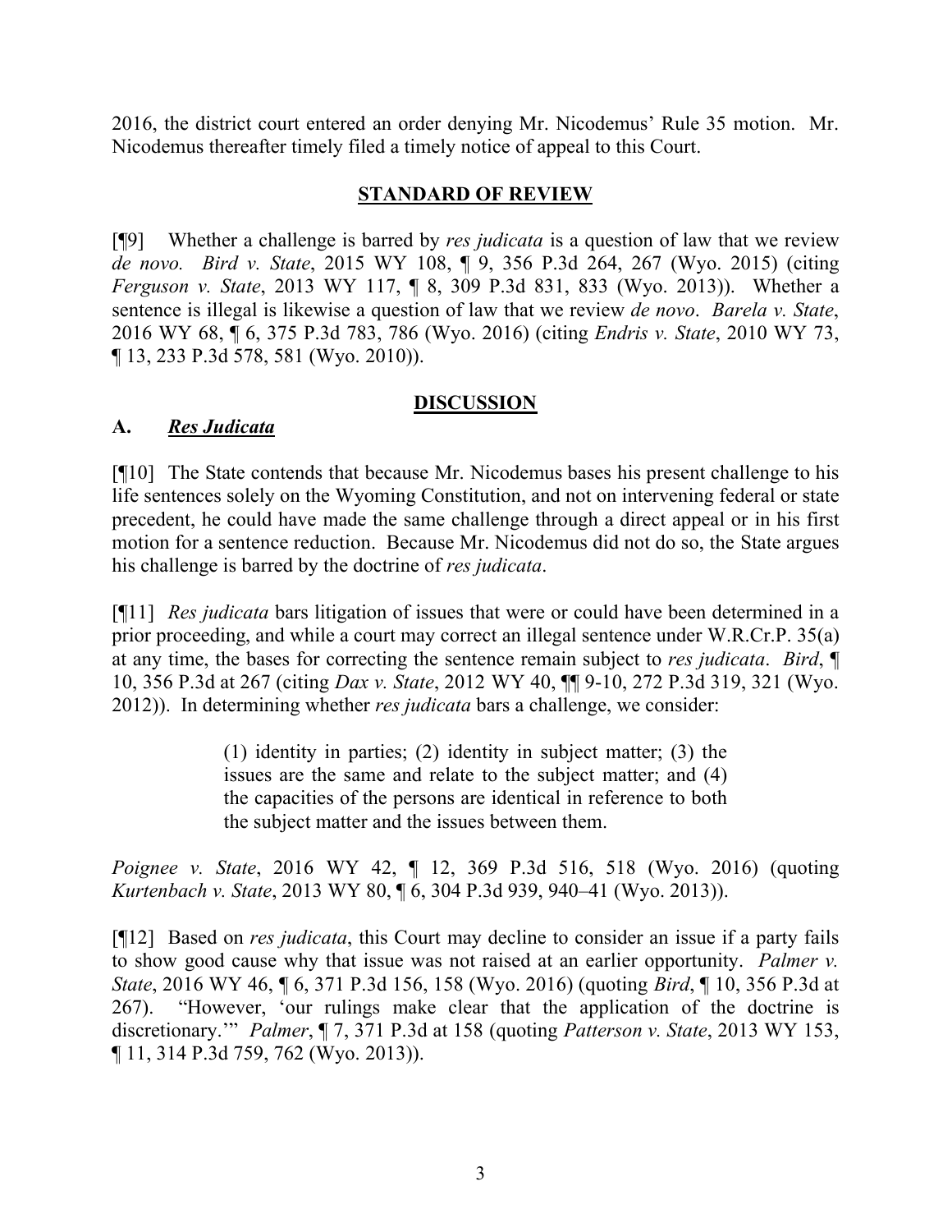2016, the district court entered an order denying Mr. Nicodemus' Rule 35 motion. Mr. Nicodemus thereafter timely filed a timely notice of appeal to this Court.

## STANDARD OF REVIEW

[¶9] Whether a challenge is barred by *res judicata* is a question of law that we review *de novo*. *Bird v. State*, 2015 WY 108, ¶ 9, 356 P.3d 264, 267 (Wyo. 2015) (citing *Ferguson v. State*, 2013 WY 117, ¶ 8, 309 P.3d 831, 833 (Wyo. 2013)). Whether a sentence is illegal is likewise a question of law that we review *de novo*. *Barela v. State*, 2016 WY 68, ¶ 6, 375 P.3d 783, 786 (Wyo. 2016) (citing *Endris v. State*, 2010 WY 73, ¶ 13, 233 P.3d 578, 581 (Wyo. 2010)).

## DISCUSSION

### A. *Res Judicata*

[¶10] The State contends that because Mr. Nicodemus bases his present challenge to his life sentences solely on the Wyoming Constitution, and not on intervening federal or state precedent, he could have made the same challenge through a direct appeal or in his first motion for a sentence reduction. Because Mr. Nicodemus did not do so, the State argues his challenge is barred by the doctrine of *res judicata*.

[¶11] *Res judicata* bars litigation of issues that were or could have been determined in a prior proceeding, and while a court may correct an illegal sentence under W.R.Cr.P. 35(a) at any time, the bases for correcting the sentence remain subject to *res judicata*. *Bird*, ¶ 10, 356 P.3d at 267 (citing *Dax v. State*, 2012 WY 40, ¶¶ 9-10, 272 P.3d 319, 321 (Wyo. 2012)). In determining whether *res judicata* bars a challenge, we consider:

> (1) identity in parties; (2) identity in subject matter; (3) the issues are the same and relate to the subject matter; and (4) the capacities of the persons are identical in reference to both the subject matter and the issues between them.

*Poignee v. State*, 2016 WY 42, ¶ 12, 369 P.3d 516, 518 (Wyo. 2016) (quoting *Kurtenbach v. State*, 2013 WY 80, ¶ 6, 304 P.3d 939, 940–41 (Wyo. 2013)).

[¶12] Based on *res judicata*, this Court may decline to consider an issue if a party fails to show good cause why that issue was not raised at an earlier opportunity. *Palmer v. State*, 2016 WY 46, ¶ 6, 371 P.3d 156, 158 (Wyo. 2016) (quoting *Bird*, ¶ 10, 356 P.3d at 267). "However, 'our rulings make clear that the application of the doctrine is discretionary.'" *Palmer*, ¶ 7, 371 P.3d at 158 (quoting *Patterson v. State*, 2013 WY 153, ¶ 11, 314 P.3d 759, 762 (Wyo. 2013)).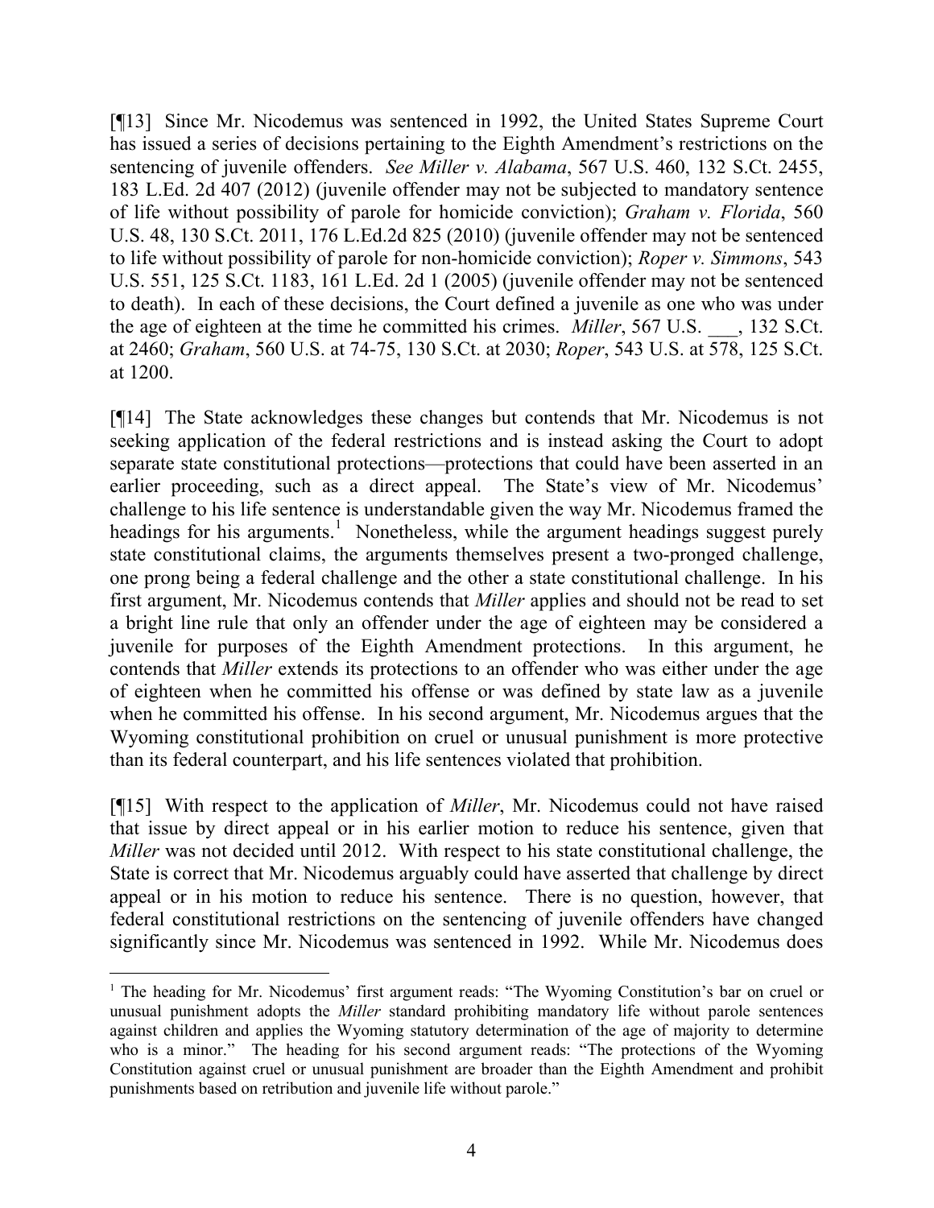[¶13] Since Mr. Nicodemus was sentenced in 1992, the United States Supreme Court has issued a series of decisions pertaining to the Eighth Amendment's restrictions on the sentencing of juvenile offenders. *See Miller v. Alabama*, 567 U.S. 460, 132 S.Ct. 2455, 183 L.Ed. 2d 407 (2012) (juvenile offender may not be subjected to mandatory sentence of life without possibility of parole for homicide conviction); *Graham v. Florida*, 560 U.S. 48, 130 S.Ct. 2011, 176 L.Ed.2d 825 (2010) (juvenile offender may not be sentenced to life without possibility of parole for non-homicide conviction); *Roper v. Simmons*, 543 U.S. 551, 125 S.Ct. 1183, 161 L.Ed. 2d 1 (2005) (juvenile offender may not be sentenced to death). In each of these decisions, the Court defined a juvenile as one who was under the age of eighteen at the time he committed his crimes. *Miller*, 567 U.S. ___, 132 S.Ct. at 2460; *Graham*, 560 U.S. at 74-75, 130 S.Ct. at 2030; *Roper*, 543 U.S. at 578, 125 S.Ct. at 1200.

[¶14] The State acknowledges these changes but contends that Mr. Nicodemus is not seeking application of the federal restrictions and is instead asking the Court to adopt separate state constitutional protections—protections that could have been asserted in an earlier proceeding, such as a direct appeal. The State's view of Mr. Nicodemus' challenge to his life sentence is understandable given the way Mr. Nicodemus framed the headings for his arguments.[1] Nonetheless, while the argument headings suggest purely state constitutional claims, the arguments themselves present a two-pronged challenge, one prong being a federal challenge and the other a state constitutional challenge. In his first argument, Mr. Nicodemus contends that *Miller* applies and should not be read to set a bright line rule that only an offender under the age of eighteen may be considered a juvenile for purposes of the Eighth Amendment protections. In this argument, he contends that *Miller* extends its protections to an offender who was either under the age of eighteen when he committed his offense or was defined by state law as a juvenile when he committed his offense. In his second argument, Mr. Nicodemus argues that the Wyoming constitutional prohibition on cruel or unusual punishment is more protective than its federal counterpart, and his life sentences violated that prohibition.

[¶15] With respect to the application of *Miller*, Mr. Nicodemus could not have raised that issue by direct appeal or in his earlier motion to reduce his sentence, given that *Miller* was not decided until 2012. With respect to his state constitutional challenge, the State is correct that Mr. Nicodemus arguably could have asserted that challenge by direct appeal or in his motion to reduce his sentence. There is no question, however, that federal constitutional restrictions on the sentencing of juvenile offenders have changed significantly since Mr. Nicodemus was sentenced in 1992. While Mr. Nicodemus does

---

[1] The heading for Mr. Nicodemus' first argument reads: "The Wyoming Constitution's bar on cruel or unusual punishment adopts the *Miller* standard prohibiting mandatory life without parole sentences against children and applies the Wyoming statutory determination of the age of majority to determine who is a minor." The heading for his second argument reads: "The protections of the Wyoming Constitution against cruel or unusual punishment are broader than the Eighth Amendment and prohibit punishments based on retribution and juvenile life without parole."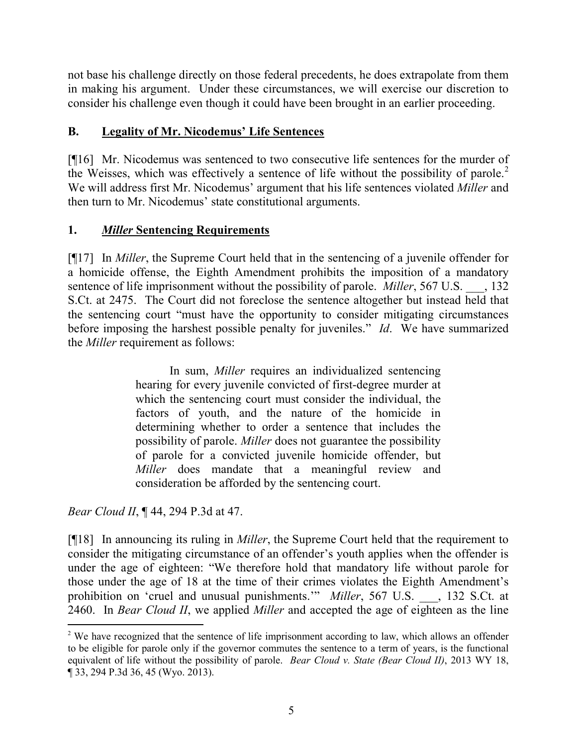not base his challenge directly on those federal precedents, he does extrapolate from them in making his argument. Under these circumstances, we will exercise our discretion to consider his challenge even though it could have been brought in an earlier proceeding.

## B. Legality of Mr. Nicodemus' Life Sentences

[¶16] Mr. Nicodemus was sentenced to two consecutive life sentences for the murder of the Weisses, which was effectively a sentence of life without the possibility of parole.[2] We will address first Mr. Nicodemus' argument that his life sentences violated *Miller* and then turn to Mr. Nicodemus' state constitutional arguments.

### 1. *Miller* Sentencing Requirements

[¶17] In *Miller*, the Supreme Court held that in the sentencing of a juvenile offender for a homicide offense, the Eighth Amendment prohibits the imposition of a mandatory sentence of life imprisonment without the possibility of parole. *Miller*, 567 U.S. ___, 132 S.Ct. at 2475. The Court did not foreclose the sentence altogether but instead held that the sentencing court "must have the opportunity to consider mitigating circumstances before imposing the harshest possible penalty for juveniles." *Id*. We have summarized the *Miller* requirement as follows:

> In sum, *Miller* requires an individualized sentencing hearing for every juvenile convicted of first-degree murder at which the sentencing court must consider the individual, the factors of youth, and the nature of the homicide in determining whether to order a sentence that includes the possibility of parole. *Miller* does not guarantee the possibility of parole for a convicted juvenile homicide offender, but *Miller* does mandate that a meaningful review and consideration be afforded by the sentencing court.

*Bear Cloud II*, ¶ 44, 294 P.3d at 47.

[¶18] In announcing its ruling in *Miller*, the Supreme Court held that the requirement to consider the mitigating circumstance of an offender's youth applies when the offender is under the age of eighteen: "We therefore hold that mandatory life without parole for those under the age of 18 at the time of their crimes violates the Eighth Amendment's prohibition on 'cruel and unusual punishments.'" *Miller*, 567 U.S. ___, 132 S.Ct. at 2460. In *Bear Cloud II*, we applied *Miller* and accepted the age of eighteen as the line

[2] We have recognized that the sentence of life imprisonment according to law, which allows an offender to be eligible for parole only if the governor commutes the sentence to a term of years, is the functional equivalent of life without the possibility of parole. *Bear Cloud v. State (Bear Cloud II)*, 2013 WY 18, ¶ 33, 294 P.3d 36, 45 (Wyo. 2013).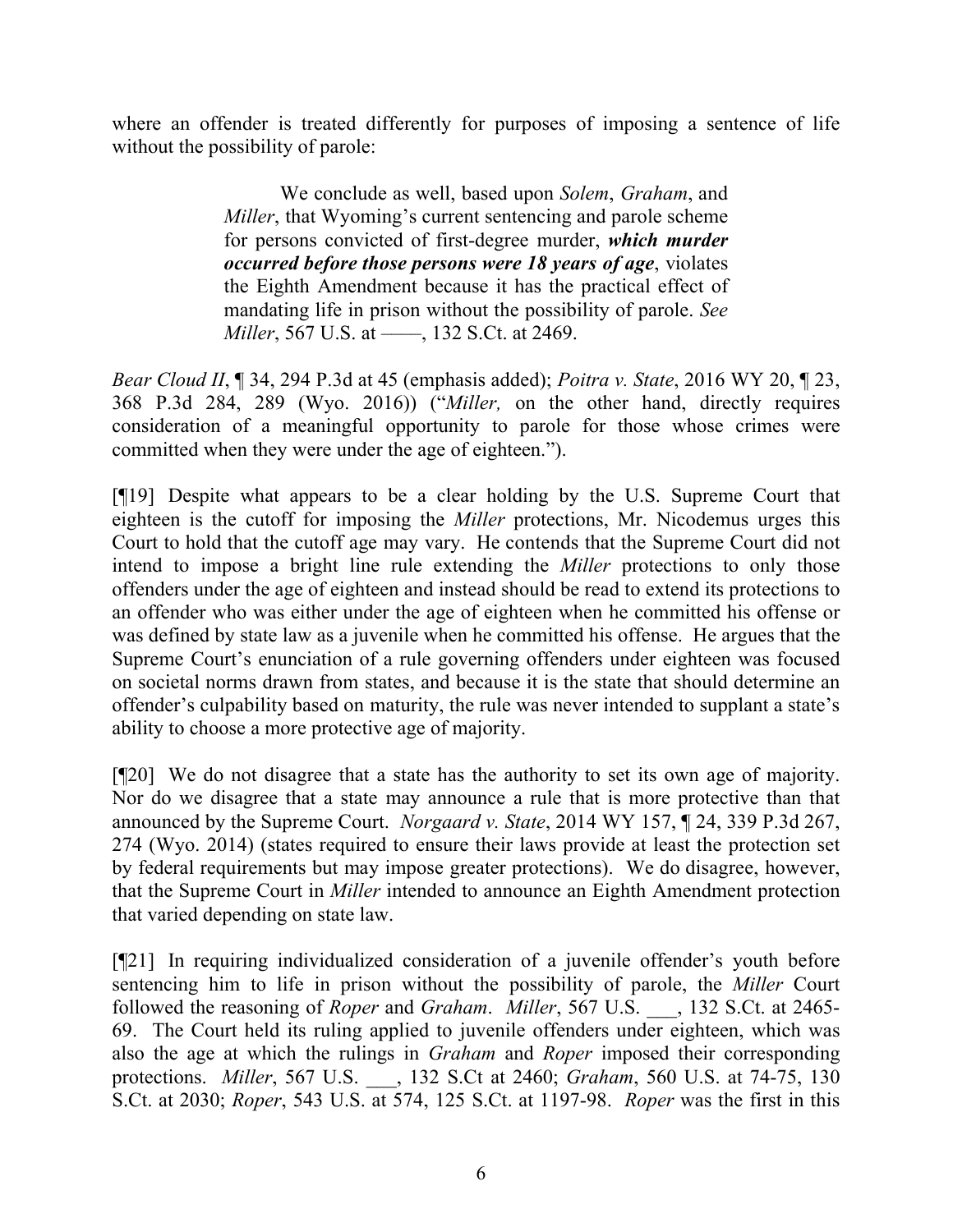where an offender is treated differently for purposes of imposing a sentence of life without the possibility of parole:

> We conclude as well, based upon *Solem*, *Graham*, and *Miller*, that Wyoming's current sentencing and parole scheme for persons convicted of first-degree murder, ***which murder occurred before those persons were 18 years of age***, violates the Eighth Amendment because it has the practical effect of mandating life in prison without the possibility of parole. *See Miller*, 567 U.S. at ––––, 132 S.Ct. at 2469.

*Bear Cloud II*, ¶ 34, 294 P.3d at 45 (emphasis added); *Poitra v. State*, 2016 WY 20, ¶ 23, 368 P.3d 284, 289 (Wyo. 2016)) ("*Miller,* on the other hand, directly requires consideration of a meaningful opportunity to parole for those whose crimes were committed when they were under the age of eighteen.").

[¶19] Despite what appears to be a clear holding by the U.S. Supreme Court that eighteen is the cutoff for imposing the *Miller* protections, Mr. Nicodemus urges this Court to hold that the cutoff age may vary. He contends that the Supreme Court did not intend to impose a bright line rule extending the *Miller* protections to only those offenders under the age of eighteen and instead should be read to extend its protections to an offender who was either under the age of eighteen when he committed his offense or was defined by state law as a juvenile when he committed his offense. He argues that the Supreme Court's enunciation of a rule governing offenders under eighteen was focused on societal norms drawn from states, and because it is the state that should determine an offender's culpability based on maturity, the rule was never intended to supplant a state's ability to choose a more protective age of majority.

[¶20] We do not disagree that a state has the authority to set its own age of majority. Nor do we disagree that a state may announce a rule that is more protective than that announced by the Supreme Court. *Norgaard v. State*, 2014 WY 157, ¶ 24, 339 P.3d 267, 274 (Wyo. 2014) (states required to ensure their laws provide at least the protection set by federal requirements but may impose greater protections). We do disagree, however, that the Supreme Court in *Miller* intended to announce an Eighth Amendment protection that varied depending on state law.

[¶21] In requiring individualized consideration of a juvenile offender's youth before sentencing him to life in prison without the possibility of parole, the *Miller* Court followed the reasoning of *Roper* and *Graham*. *Miller*, 567 U.S. \_\_\_, 132 S.Ct. at 2465-69. The Court held its ruling applied to juvenile offenders under eighteen, which was also the age at which the rulings in *Graham* and *Roper* imposed their corresponding protections. *Miller*, 567 U.S. \_\_\_, 132 S.Ct at 2460; *Graham*, 560 U.S. at 74-75, 130 S.Ct. at 2030; *Roper*, 543 U.S. at 574, 125 S.Ct. at 1197-98. *Roper* was the first in this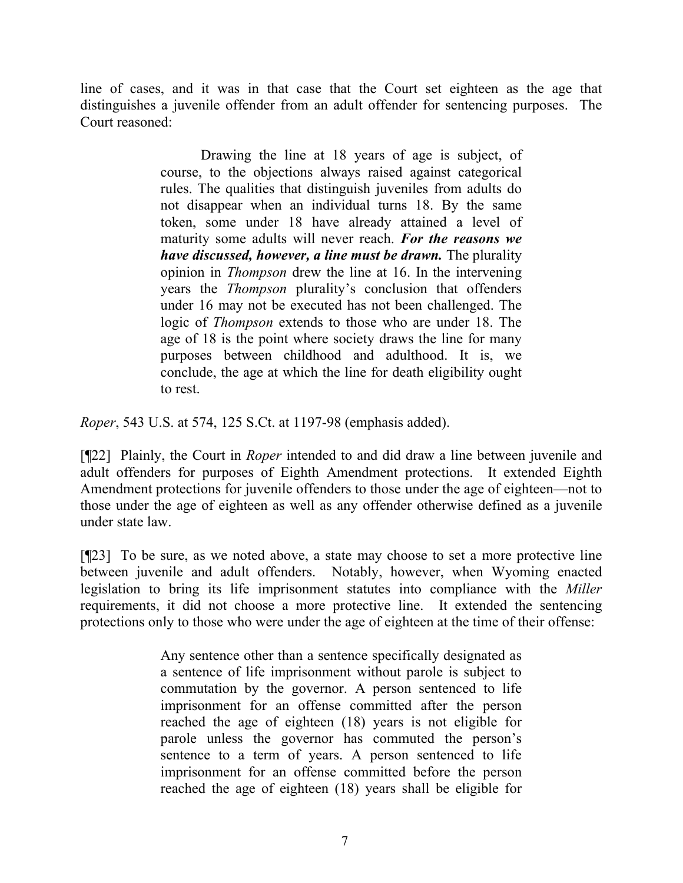line of cases, and it was in that case that the Court set eighteen as the age that distinguishes a juvenile offender from an adult offender for sentencing purposes. The Court reasoned:

> Drawing the line at 18 years of age is subject, of course, to the objections always raised against categorical rules. The qualities that distinguish juveniles from adults do not disappear when an individual turns 18. By the same token, some under 18 have already attained a level of maturity some adults will never reach. ***For the reasons we have discussed, however, a line must be drawn.*** The plurality opinion in *Thompson* drew the line at 16. In the intervening years the *Thompson* plurality's conclusion that offenders under 16 may not be executed has not been challenged. The logic of *Thompson* extends to those who are under 18. The age of 18 is the point where society draws the line for many purposes between childhood and adulthood. It is, we conclude, the age at which the line for death eligibility ought to rest.

*Roper*, 543 U.S. at 574, 125 S.Ct. at 1197-98 (emphasis added).

[¶22] Plainly, the Court in *Roper* intended to and did draw a line between juvenile and adult offenders for purposes of Eighth Amendment protections. It extended Eighth Amendment protections for juvenile offenders to those under the age of eighteen—not to those under the age of eighteen as well as any offender otherwise defined as a juvenile under state law.

[¶23] To be sure, as we noted above, a state may choose to set a more protective line between juvenile and adult offenders. Notably, however, when Wyoming enacted legislation to bring its life imprisonment statutes into compliance with the *Miller* requirements, it did not choose a more protective line. It extended the sentencing protections only to those who were under the age of eighteen at the time of their offense:

> Any sentence other than a sentence specifically designated as a sentence of life imprisonment without parole is subject to commutation by the governor. A person sentenced to life imprisonment for an offense committed after the person reached the age of eighteen (18) years is not eligible for parole unless the governor has commuted the person's sentence to a term of years. A person sentenced to life imprisonment for an offense committed before the person reached the age of eighteen (18) years shall be eligible for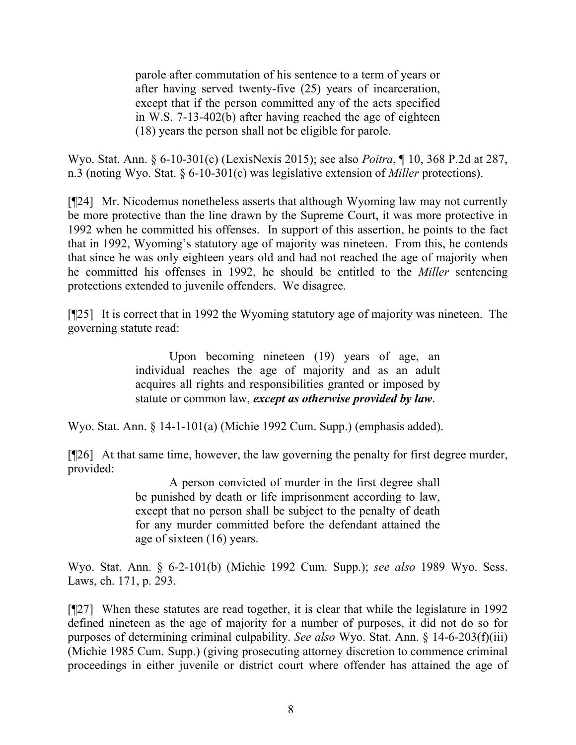> parole after commutation of his sentence to a term of years or after having served twenty-five (25) years of incarceration, except that if the person committed any of the acts specified in W.S. 7-13-402(b) after having reached the age of eighteen (18) years the person shall not be eligible for parole.

Wyo. Stat. Ann. § 6-10-301(c) (LexisNexis 2015); see also *Poitra*, ¶ 10, 368 P.2d at 287, n.3 (noting Wyo. Stat. § 6-10-301(c) was legislative extension of *Miller* protections).

[¶24] Mr. Nicodemus nonetheless asserts that although Wyoming law may not currently be more protective than the line drawn by the Supreme Court, it was more protective in 1992 when he committed his offenses. In support of this assertion, he points to the fact that in 1992, Wyoming's statutory age of majority was nineteen. From this, he contends that since he was only eighteen years old and had not reached the age of majority when he committed his offenses in 1992, he should be entitled to the *Miller* sentencing protections extended to juvenile offenders. We disagree.

[¶25] It is correct that in 1992 the Wyoming statutory age of majority was nineteen. The governing statute read:

> Upon becoming nineteen (19) years of age, an individual reaches the age of majority and as an adult acquires all rights and responsibilities granted or imposed by statute or common law, ***except as otherwise provided by law***.

Wyo. Stat. Ann. § 14-1-101(a) (Michie 1992 Cum. Supp.) (emphasis added).

[¶26] At that same time, however, the law governing the penalty for first degree murder, provided:

> A person convicted of murder in the first degree shall be punished by death or life imprisonment according to law, except that no person shall be subject to the penalty of death for any murder committed before the defendant attained the age of sixteen (16) years.

Wyo. Stat. Ann. § 6-2-101(b) (Michie 1992 Cum. Supp.); *see also* 1989 Wyo. Sess. Laws, ch. 171, p. 293.

[¶27] When these statutes are read together, it is clear that while the legislature in 1992 defined nineteen as the age of majority for a number of purposes, it did not do so for purposes of determining criminal culpability. *See also* Wyo. Stat. Ann. § 14-6-203(f)(iii) (Michie 1985 Cum. Supp.) (giving prosecuting attorney discretion to commence criminal proceedings in either juvenile or district court where offender has attained the age of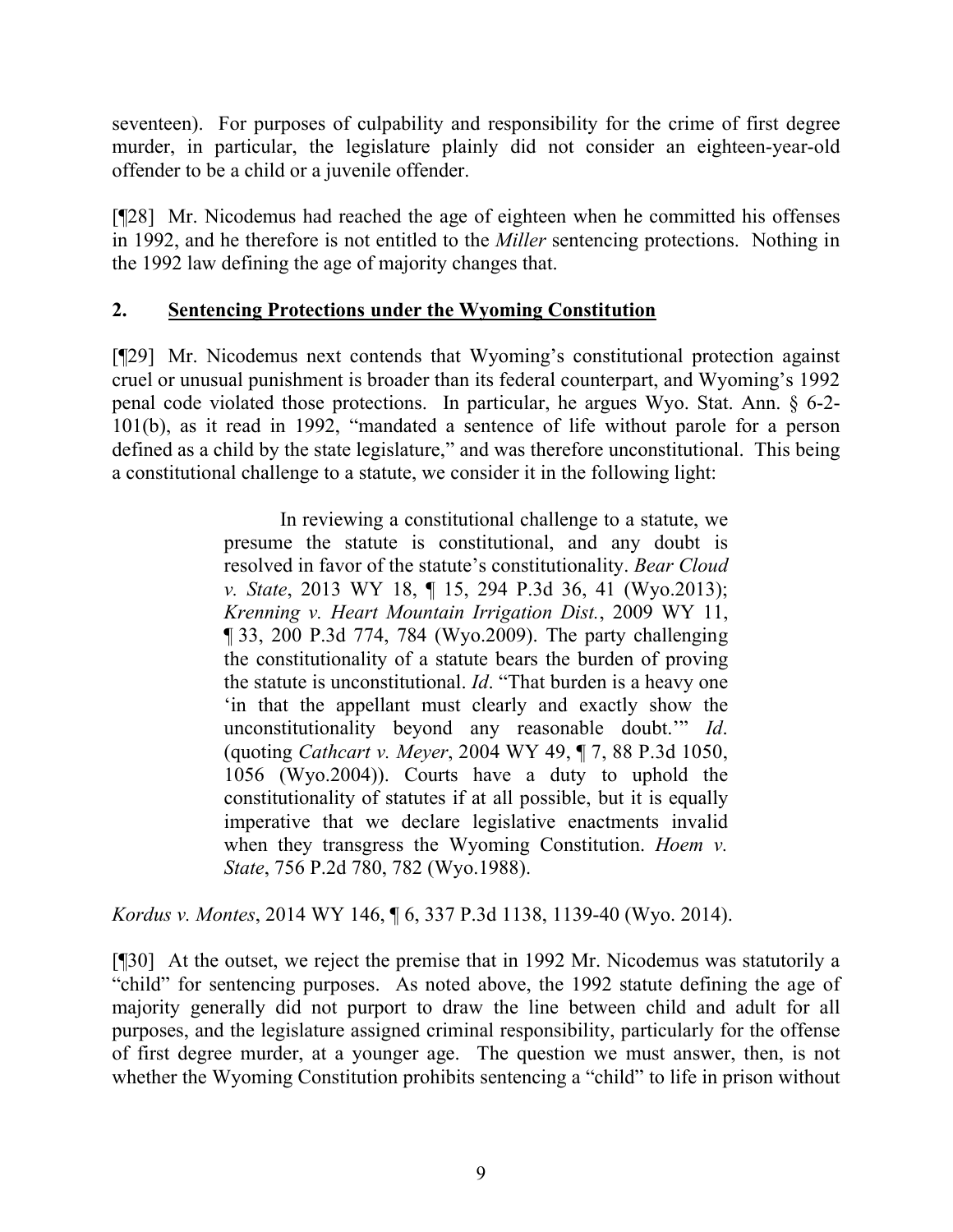seventeen). For purposes of culpability and responsibility for the crime of first degree murder, in particular, the legislature plainly did not consider an eighteen-year-old offender to be a child or a juvenile offender.

[¶28] Mr. Nicodemus had reached the age of eighteen when he committed his offenses in 1992, and he therefore is not entitled to the *Miller* sentencing protections. Nothing in the 1992 law defining the age of majority changes that.

## 2. Sentencing Protections under the Wyoming Constitution

[¶29] Mr. Nicodemus next contends that Wyoming's constitutional protection against cruel or unusual punishment is broader than its federal counterpart, and Wyoming's 1992 penal code violated those protections. In particular, he argues Wyo. Stat. Ann. § 6-2-101(b), as it read in 1992, "mandated a sentence of life without parole for a person defined as a child by the state legislature," and was therefore unconstitutional. This being a constitutional challenge to a statute, we consider it in the following light:

> In reviewing a constitutional challenge to a statute, we presume the statute is constitutional, and any doubt is resolved in favor of the statute's constitutionality. *Bear Cloud v. State*, 2013 WY 18, ¶ 15, 294 P.3d 36, 41 (Wyo.2013); *Krenning v. Heart Mountain Irrigation Dist.*, 2009 WY 11, ¶ 33, 200 P.3d 774, 784 (Wyo.2009). The party challenging the constitutionality of a statute bears the burden of proving the statute is unconstitutional. *Id*. "That burden is a heavy one 'in that the appellant must clearly and exactly show the unconstitutionality beyond any reasonable doubt.'" *Id*. (quoting *Cathcart v. Meyer*, 2004 WY 49, ¶ 7, 88 P.3d 1050, 1056 (Wyo.2004)). Courts have a duty to uphold the constitutionality of statutes if at all possible, but it is equally imperative that we declare legislative enactments invalid when they transgress the Wyoming Constitution. *Hoem v. State*, 756 P.2d 780, 782 (Wyo.1988).

*Kordus v. Montes*, 2014 WY 146, ¶ 6, 337 P.3d 1138, 1139-40 (Wyo. 2014).

[¶30] At the outset, we reject the premise that in 1992 Mr. Nicodemus was statutorily a "child" for sentencing purposes. As noted above, the 1992 statute defining the age of majority generally did not purport to draw the line between child and adult for all purposes, and the legislature assigned criminal responsibility, particularly for the offense of first degree murder, at a younger age. The question we must answer, then, is not whether the Wyoming Constitution prohibits sentencing a "child" to life in prison without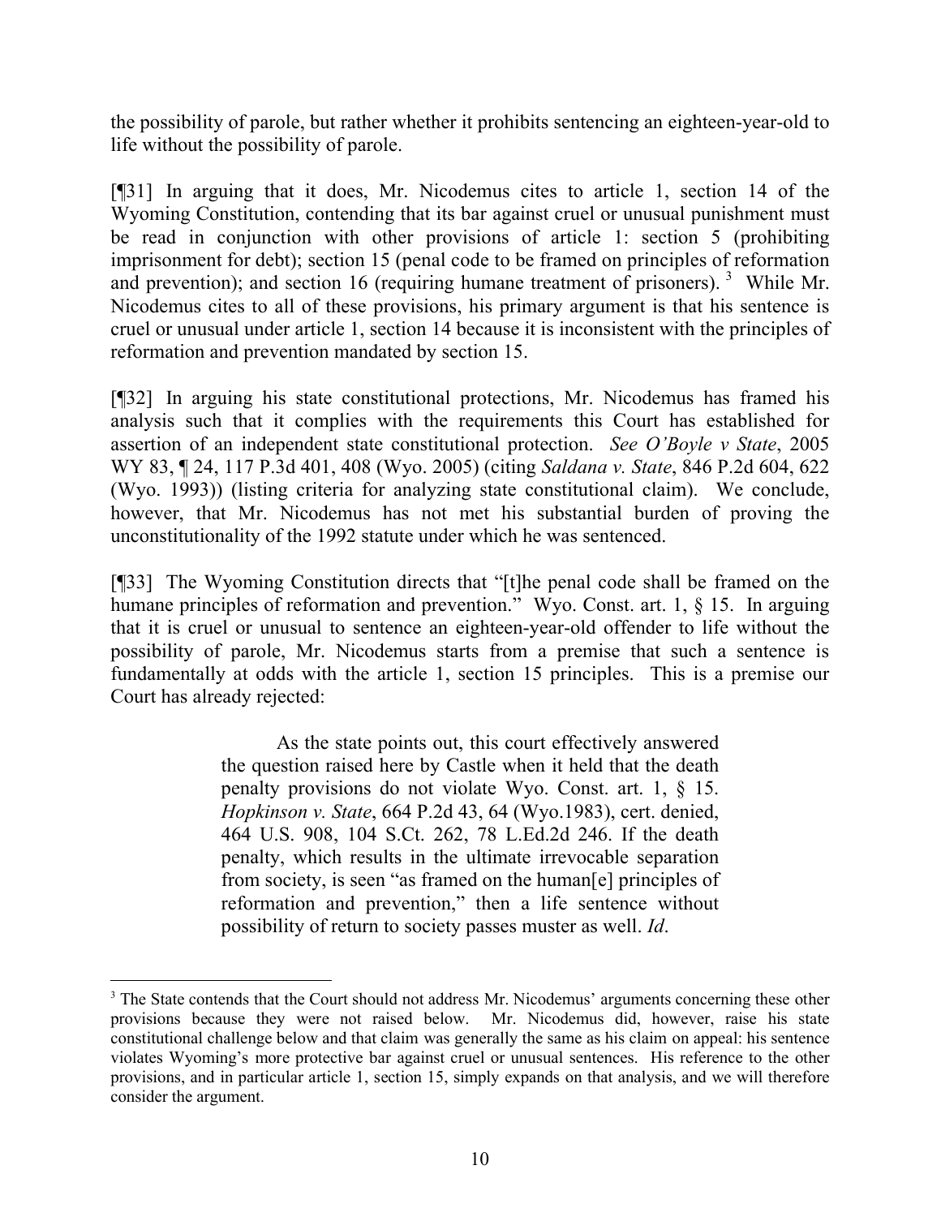the possibility of parole, but rather whether it prohibits sentencing an eighteen-year-old to life without the possibility of parole.

[¶31] In arguing that it does, Mr. Nicodemus cites to article 1, section 14 of the Wyoming Constitution, contending that its bar against cruel or unusual punishment must be read in conjunction with other provisions of article 1: section 5 (prohibiting imprisonment for debt); section 15 (penal code to be framed on principles of reformation and prevention); and section 16 (requiring humane treatment of prisoners).[3] While Mr. Nicodemus cites to all of these provisions, his primary argument is that his sentence is cruel or unusual under article 1, section 14 because it is inconsistent with the principles of reformation and prevention mandated by section 15.

[¶32] In arguing his state constitutional protections, Mr. Nicodemus has framed his analysis such that it complies with the requirements this Court has established for assertion of an independent state constitutional protection. *See O'Boyle v State*, 2005 WY 83, ¶ 24, 117 P.3d 401, 408 (Wyo. 2005) (citing *Saldana v. State*, 846 P.2d 604, 622 (Wyo. 1993)) (listing criteria for analyzing state constitutional claim). We conclude, however, that Mr. Nicodemus has not met his substantial burden of proving the unconstitutionality of the 1992 statute under which he was sentenced.

[¶33] The Wyoming Constitution directs that "[t]he penal code shall be framed on the humane principles of reformation and prevention." Wyo. Const. art. 1, § 15. In arguing that it is cruel or unusual to sentence an eighteen-year-old offender to life without the possibility of parole, Mr. Nicodemus starts from a premise that such a sentence is fundamentally at odds with the article 1, section 15 principles. This is a premise our Court has already rejected:

> As the state points out, this court effectively answered the question raised here by Castle when it held that the death penalty provisions do not violate Wyo. Const. art. 1, § 15. *Hopkinson v. State*, 664 P.2d 43, 64 (Wyo.1983), cert. denied, 464 U.S. 908, 104 S.Ct. 262, 78 L.Ed.2d 246. If the death penalty, which results in the ultimate irrevocable separation from society, is seen "as framed on the human[e] principles of reformation and prevention," then a life sentence without possibility of return to society passes muster as well. *Id*.

---

[3] The State contends that the Court should not address Mr. Nicodemus' arguments concerning these other provisions because they were not raised below. Mr. Nicodemus did, however, raise his state constitutional challenge below and that claim was generally the same as his claim on appeal: his sentence violates Wyoming's more protective bar against cruel or unusual sentences. His reference to the other provisions, and in particular article 1, section 15, simply expands on that analysis, and we will therefore consider the argument.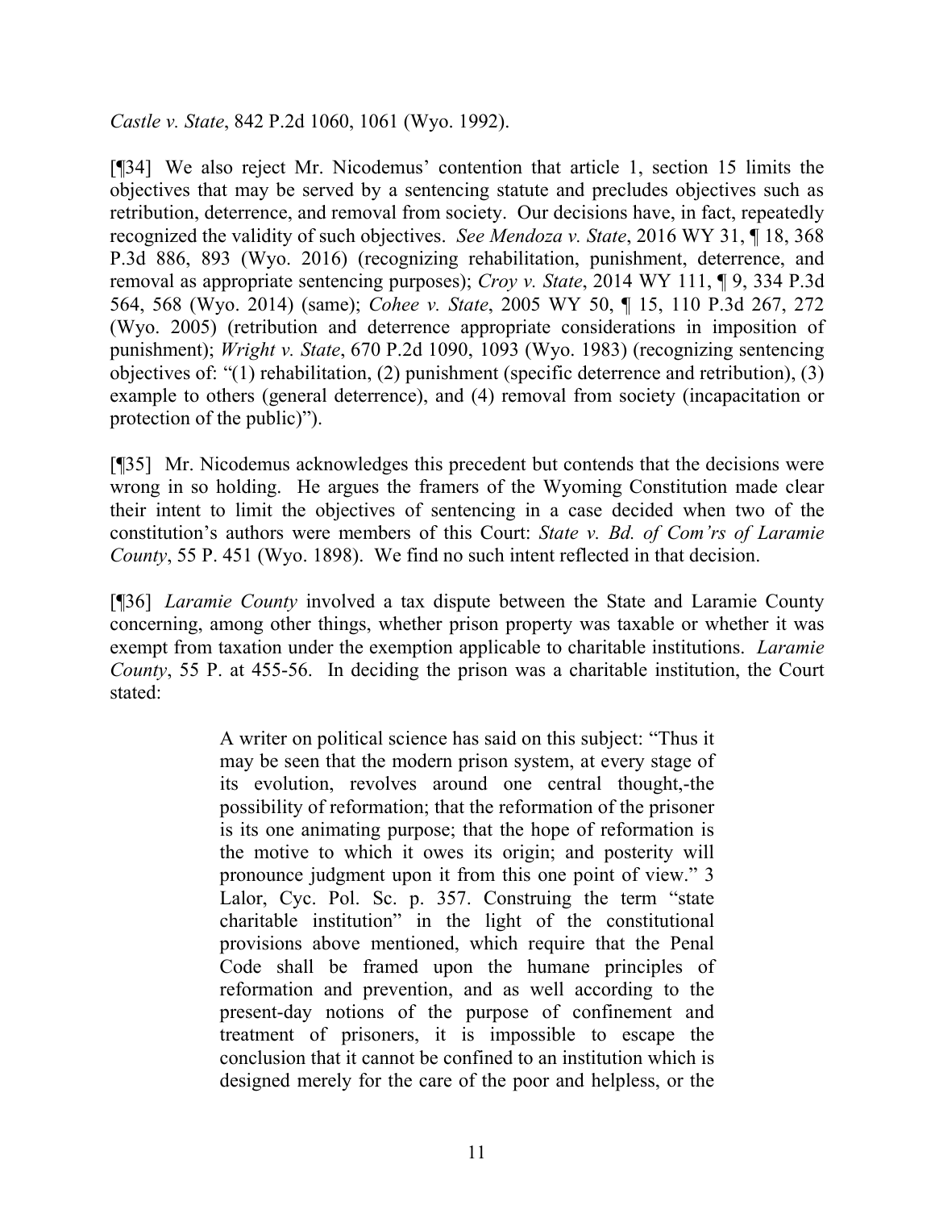*Castle v. State*, 842 P.2d 1060, 1061 (Wyo. 1992).

[¶34] We also reject Mr. Nicodemus' contention that article 1, section 15 limits the objectives that may be served by a sentencing statute and precludes objectives such as retribution, deterrence, and removal from society. Our decisions have, in fact, repeatedly recognized the validity of such objectives. *See Mendoza v. State*, 2016 WY 31, ¶ 18, 368 P.3d 886, 893 (Wyo. 2016) (recognizing rehabilitation, punishment, deterrence, and removal as appropriate sentencing purposes); *Croy v. State*, 2014 WY 111, ¶ 9, 334 P.3d 564, 568 (Wyo. 2014) (same); *Cohee v. State*, 2005 WY 50, ¶ 15, 110 P.3d 267, 272 (Wyo. 2005) (retribution and deterrence appropriate considerations in imposition of punishment); *Wright v. State*, 670 P.2d 1090, 1093 (Wyo. 1983) (recognizing sentencing objectives of: "(1) rehabilitation, (2) punishment (specific deterrence and retribution), (3) example to others (general deterrence), and (4) removal from society (incapacitation or protection of the public)").

[¶35] Mr. Nicodemus acknowledges this precedent but contends that the decisions were wrong in so holding. He argues the framers of the Wyoming Constitution made clear their intent to limit the objectives of sentencing in a case decided when two of the constitution's authors were members of this Court: *State v. Bd. of Com'rs of Laramie County*, 55 P. 451 (Wyo. 1898). We find no such intent reflected in that decision.

[¶36] *Laramie County* involved a tax dispute between the State and Laramie County concerning, among other things, whether prison property was taxable or whether it was exempt from taxation under the exemption applicable to charitable institutions. *Laramie County*, 55 P. at 455-56. In deciding the prison was a charitable institution, the Court stated:

> A writer on political science has said on this subject: "Thus it may be seen that the modern prison system, at every stage of its evolution, revolves around one central thought,-the possibility of reformation; that the reformation of the prisoner is its one animating purpose; that the hope of reformation is the motive to which it owes its origin; and posterity will pronounce judgment upon it from this one point of view." 3 Lalor, Cyc. Pol. Sc. p. 357. Construing the term "state charitable institution" in the light of the constitutional provisions above mentioned, which require that the Penal Code shall be framed upon the humane principles of reformation and prevention, and as well according to the present-day notions of the purpose of confinement and treatment of prisoners, it is impossible to escape the conclusion that it cannot be confined to an institution which is designed merely for the care of the poor and helpless, or the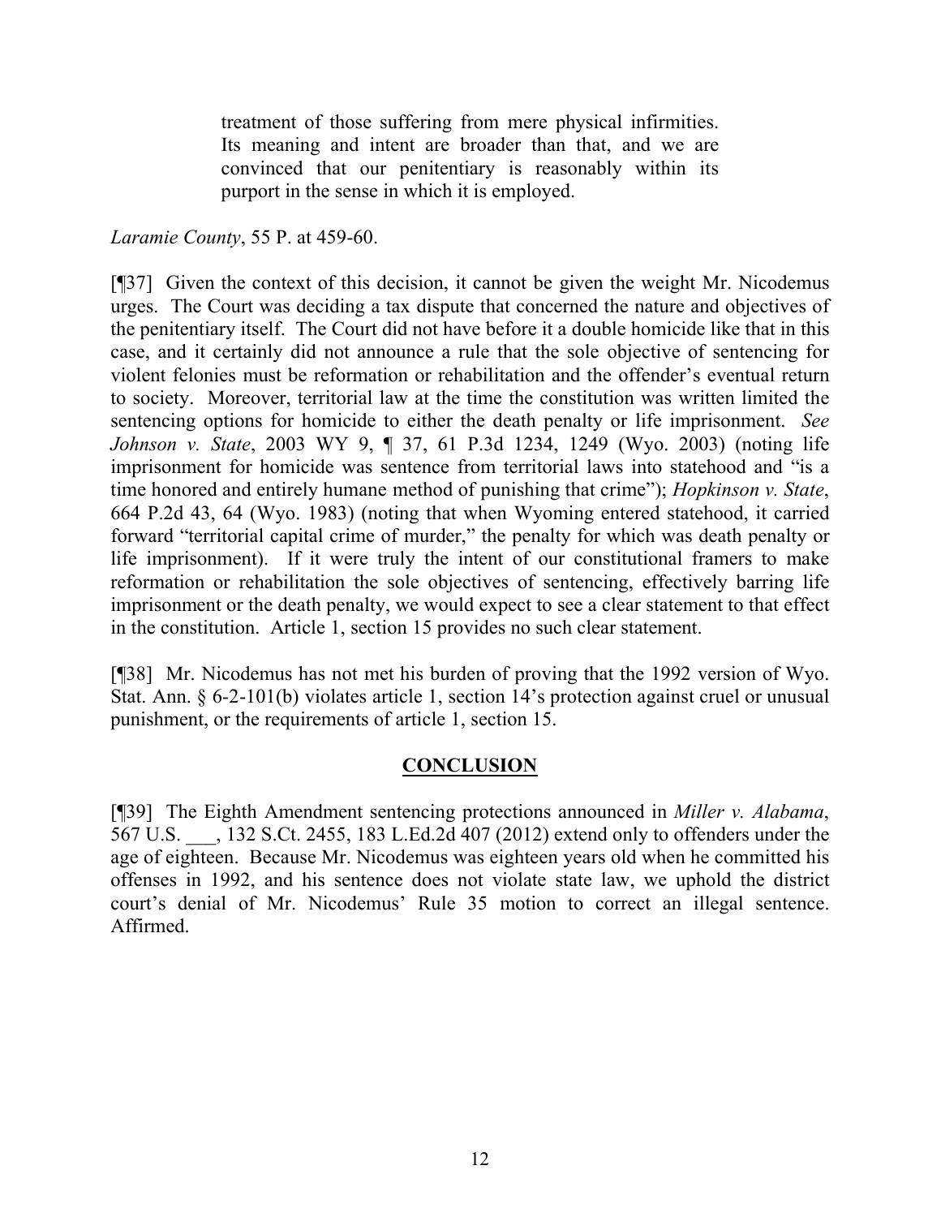> treatment of those suffering from mere physical infirmities. Its meaning and intent are broader than that, and we are convinced that our penitentiary is reasonably within its purport in the sense in which it is employed.

*Laramie County*, 55 P. at 459-60.

[¶37] Given the context of this decision, it cannot be given the weight Mr. Nicodemus urges. The Court was deciding a tax dispute that concerned the nature and objectives of the penitentiary itself. The Court did not have before it a double homicide like that in this case, and it certainly did not announce a rule that the sole objective of sentencing for violent felonies must be reformation or rehabilitation and the offender's eventual return to society. Moreover, territorial law at the time the constitution was written limited the sentencing options for homicide to either the death penalty or life imprisonment. *See Johnson v. State*, 2003 WY 9, ¶ 37, 61 P.3d 1234, 1249 (Wyo. 2003) (noting life imprisonment for homicide was sentence from territorial laws into statehood and "is a time honored and entirely humane method of punishing that crime"); *Hopkinson v. State*, 664 P.2d 43, 64 (Wyo. 1983) (noting that when Wyoming entered statehood, it carried forward "territorial capital crime of murder," the penalty for which was death penalty or life imprisonment). If it were truly the intent of our constitutional framers to make reformation or rehabilitation the sole objectives of sentencing, effectively barring life imprisonment or the death penalty, we would expect to see a clear statement to that effect in the constitution. Article 1, section 15 provides no such clear statement.

[¶38] Mr. Nicodemus has not met his burden of proving that the 1992 version of Wyo. Stat. Ann. § 6-2-101(b) violates article 1, section 14's protection against cruel or unusual punishment, or the requirements of article 1, section 15.

## CONCLUSION

[¶39] The Eighth Amendment sentencing protections announced in *Miller v. Alabama*, 567 U.S. \_\_\_, 132 S.Ct. 2455, 183 L.Ed.2d 407 (2012) extend only to offenders under the age of eighteen. Because Mr. Nicodemus was eighteen years old when he committed his offenses in 1992, and his sentence does not violate state law, we uphold the district court's denial of Mr. Nicodemus' Rule 35 motion to correct an illegal sentence. Affirmed.